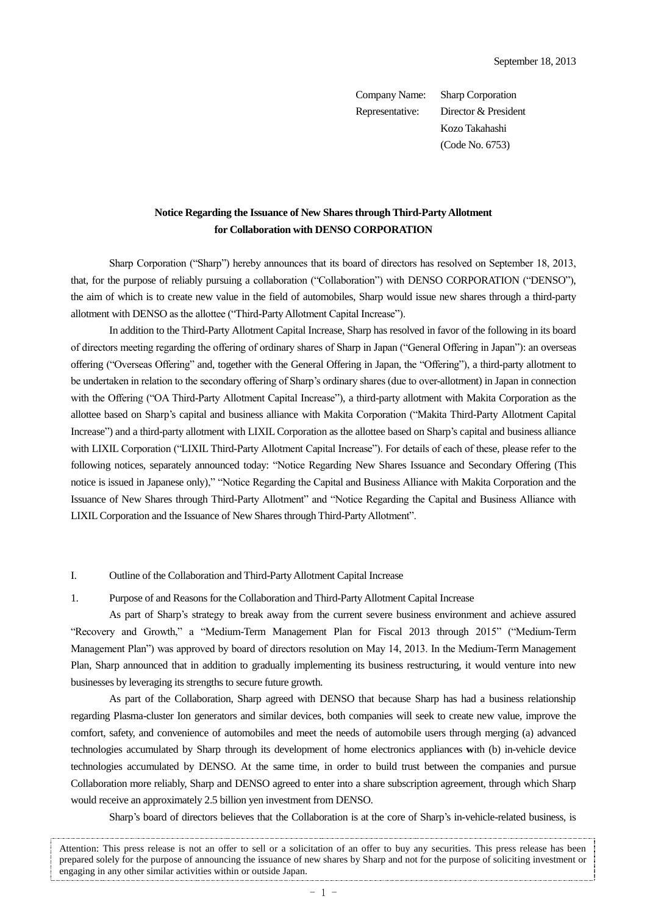September 18, 2013

Company Name: Sharp Corporation
Representative: Director & President
Kozo Takahashi
(Code No. 6753)

**Notice Regarding the Issuance of New Shares through Third-Party Allotment for Collaboration with DENSO CORPORATION**

Sharp Corporation ("Sharp") hereby announces that its board of directors has resolved on September 18, 2013, that, for the purpose of reliably pursuing a collaboration ("Collaboration") with DENSO CORPORATION ("DENSO"), the aim of which is to create new value in the field of automobiles, Sharp would issue new shares through a third-party allotment with DENSO as the allottee ("Third-Party Allotment Capital Increase").

In addition to the Third-Party Allotment Capital Increase, Sharp has resolved in favor of the following in its board of directors meeting regarding the offering of ordinary shares of Sharp in Japan ("General Offering in Japan"): an overseas offering ("Overseas Offering" and, together with the General Offering in Japan, the "Offering"), a third-party allotment to be undertaken in relation to the secondary offering of Sharp's ordinary shares (due to over-allotment) in Japan in connection with the Offering ("OA Third-Party Allotment Capital Increase"), a third-party allotment with Makita Corporation as the allottee based on Sharp's capital and business alliance with Makita Corporation ("Makita Third-Party Allotment Capital Increase") and a third-party allotment with LIXIL Corporation as the allottee based on Sharp's capital and business alliance with LIXIL Corporation ("LIXIL Third-Party Allotment Capital Increase"). For details of each of these, please refer to the following notices, separately announced today: "Notice Regarding New Shares Issuance and Secondary Offering (This notice is issued in Japanese only)," "Notice Regarding the Capital and Business Alliance with Makita Corporation and the Issuance of New Shares through Third-Party Allotment" and "Notice Regarding the Capital and Business Alliance with LIXIL Corporation and the Issuance of New Shares through Third-Party Allotment".

## I. Outline of the Collaboration and Third-Party Allotment Capital Increase

### 1. Purpose of and Reasons for the Collaboration and Third-Party Allotment Capital Increase

As part of Sharp's strategy to break away from the current severe business environment and achieve assured "Recovery and Growth," a "Medium-Term Management Plan for Fiscal 2013 through 2015" ("Medium-Term Management Plan") was approved by board of directors resolution on May 14, 2013. In the Medium-Term Management Plan, Sharp announced that in addition to gradually implementing its business restructuring, it would venture into new businesses by leveraging its strengths to secure future growth.

As part of the Collaboration, Sharp agreed with DENSO that because Sharp has had a business relationship regarding Plasma-cluster Ion generators and similar devices, both companies will seek to create new value, improve the comfort, safety, and convenience of automobiles and meet the needs of automobile users through merging (a) advanced technologies accumulated by Sharp through its development of home electronics appliances with (b) in-vehicle device technologies accumulated by DENSO. At the same time, in order to build trust between the companies and pursue Collaboration more reliably, Sharp and DENSO agreed to enter into a share subscription agreement, through which Sharp would receive an approximately 2.5 billion yen investment from DENSO.

Sharp's board of directors believes that the Collaboration is at the core of Sharp's in-vehicle-related business, is

Attention: This press release is not an offer to sell or a solicitation of an offer to buy any securities. This press release has been prepared solely for the purpose of announcing the issuance of new shares by Sharp and not for the purpose of soliciting investment or engaging in any other similar activities within or outside Japan.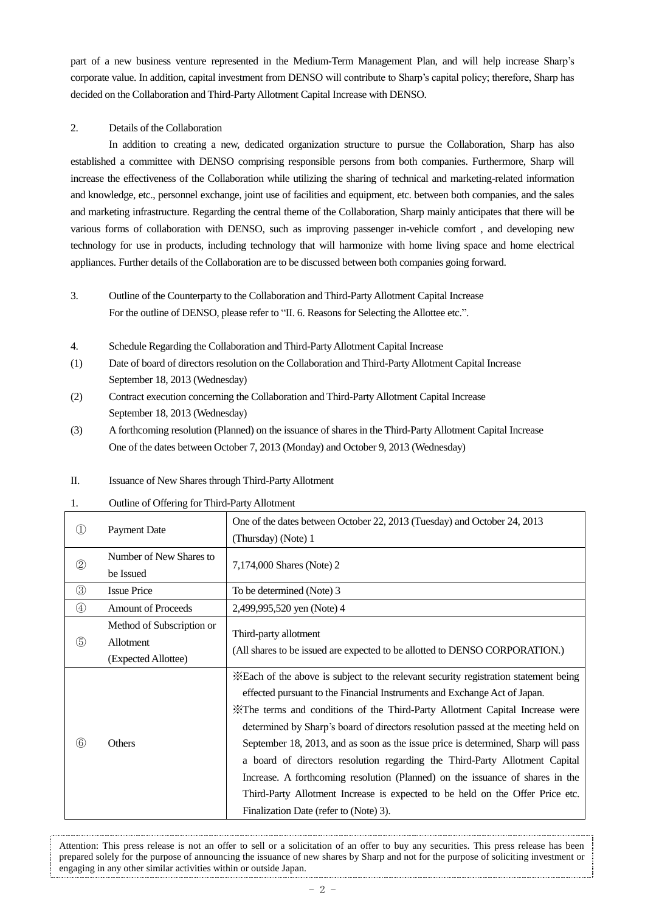part of a new business venture represented in the Medium-Term Management Plan, and will help increase Sharp's corporate value. In addition, capital investment from DENSO will contribute to Sharp's capital policy; therefore, Sharp has decided on the Collaboration and Third-Party Allotment Capital Increase with DENSO.

2. Details of the Collaboration

In addition to creating a new, dedicated organization structure to pursue the Collaboration, Sharp has also established a committee with DENSO comprising responsible persons from both companies. Furthermore, Sharp will increase the effectiveness of the Collaboration while utilizing the sharing of technical and marketing-related information and knowledge, etc., personnel exchange, joint use of facilities and equipment, etc. between both companies, and the sales and marketing infrastructure. Regarding the central theme of the Collaboration, Sharp mainly anticipates that there will be various forms of collaboration with DENSO, such as improving passenger in-vehicle comfort , and developing new technology for use in products, including technology that will harmonize with home living space and home electrical appliances. Further details of the Collaboration are to be discussed between both companies going forward.

3. Outline of the Counterparty to the Collaboration and Third-Party Allotment Capital Increase
For the outline of DENSO, please refer to "II. 6. Reasons for Selecting the Allottee etc.".

4. Schedule Regarding the Collaboration and Third-Party Allotment Capital Increase

(1) Date of board of directors resolution on the Collaboration and Third-Party Allotment Capital Increase
September 18, 2013 (Wednesday)

(2) Contract execution concerning the Collaboration and Third-Party Allotment Capital Increase
September 18, 2013 (Wednesday)

(3) A forthcoming resolution (Planned) on the issuance of shares in the Third-Party Allotment Capital Increase
One of the dates between October 7, 2013 (Monday) and October 9, 2013 (Wednesday)

II. Issuance of New Shares through Third-Party Allotment

1. Outline of Offering for Third-Party Allotment

| | | |
|---|---|---|
| ① | Payment Date | One of the dates between October 22, 2013 (Tuesday) and October 24, 2013 (Thursday) (Note) 1 |
| ② | Number of New Shares to be Issued | 7,174,000 Shares (Note) 2 |
| ③ | Issue Price | To be determined (Note) 3 |
| ④ | Amount of Proceeds | 2,499,995,520 yen (Note) 4 |
| ⑤ | Method of Subscription or Allotment (Expected Allottee) | Third-party allotment<br>(All shares to be issued are expected to be allotted to DENSO CORPORATION.) |
| ⑥ | Others | ※Each of the above is subject to the relevant security registration statement being effected pursuant to the Financial Instruments and Exchange Act of Japan.<br>※The terms and conditions of the Third-Party Allotment Capital Increase were determined by Sharp's board of directors resolution passed at the meeting held on September 18, 2013, and as soon as the issue price is determined, Sharp will pass a board of directors resolution regarding the Third-Party Allotment Capital Increase. A forthcoming resolution (Planned) on the issuance of shares in the Third-Party Allotment Increase is expected to be held on the Offer Price etc. Finalization Date (refer to (Note) 3). |

Attention: This press release is not an offer to sell or a solicitation of an offer to buy any securities. This press release has been prepared solely for the purpose of announcing the issuance of new shares by Sharp and not for the purpose of soliciting investment or engaging in any other similar activities within or outside Japan.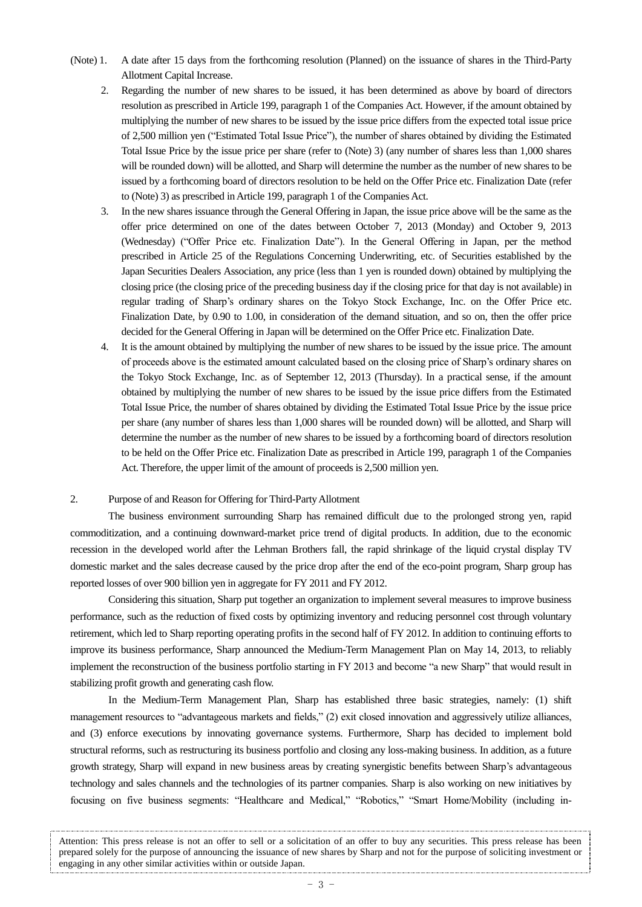(Note) 1. A date after 15 days from the forthcoming resolution (Planned) on the issuance of shares in the Third-Party Allotment Capital Increase.

2. Regarding the number of new shares to be issued, it has been determined as above by board of directors resolution as prescribed in Article 199, paragraph 1 of the Companies Act. However, if the amount obtained by multiplying the number of new shares to be issued by the issue price differs from the expected total issue price of 2,500 million yen ("Estimated Total Issue Price"), the number of shares obtained by dividing the Estimated Total Issue Price by the issue price per share (refer to (Note) 3) (any number of shares less than 1,000 shares will be rounded down) will be allotted, and Sharp will determine the number as the number of new shares to be issued by a forthcoming board of directors resolution to be held on the Offer Price etc. Finalization Date (refer to (Note) 3) as prescribed in Article 199, paragraph 1 of the Companies Act.

3. In the new shares issuance through the General Offering in Japan, the issue price above will be the same as the offer price determined on one of the dates between October 7, 2013 (Monday) and October 9, 2013 (Wednesday) ("Offer Price etc. Finalization Date"). In the General Offering in Japan, per the method prescribed in Article 25 of the Regulations Concerning Underwriting, etc. of Securities established by the Japan Securities Dealers Association, any price (less than 1 yen is rounded down) obtained by multiplying the closing price (the closing price of the preceding business day if the closing price for that day is not available) in regular trading of Sharp's ordinary shares on the Tokyo Stock Exchange, Inc. on the Offer Price etc. Finalization Date, by 0.90 to 1.00, in consideration of the demand situation, and so on, then the offer price decided for the General Offering in Japan will be determined on the Offer Price etc. Finalization Date.

4. It is the amount obtained by multiplying the number of new shares to be issued by the issue price. The amount of proceeds above is the estimated amount calculated based on the closing price of Sharp's ordinary shares on the Tokyo Stock Exchange, Inc. as of September 12, 2013 (Thursday). In a practical sense, if the amount obtained by multiplying the number of new shares to be issued by the issue price differs from the Estimated Total Issue Price, the number of shares obtained by dividing the Estimated Total Issue Price by the issue price per share (any number of shares less than 1,000 shares will be rounded down) will be allotted, and Sharp will determine the number as the number of new shares to be issued by a forthcoming board of directors resolution to be held on the Offer Price etc. Finalization Date as prescribed in Article 199, paragraph 1 of the Companies Act. Therefore, the upper limit of the amount of proceeds is 2,500 million yen.

## 2. Purpose of and Reason for Offering for Third-Party Allotment

The business environment surrounding Sharp has remained difficult due to the prolonged strong yen, rapid commoditization, and a continuing downward-market price trend of digital products. In addition, due to the economic recession in the developed world after the Lehman Brothers fall, the rapid shrinkage of the liquid crystal display TV domestic market and the sales decrease caused by the price drop after the end of the eco-point program, Sharp group has reported losses of over 900 billion yen in aggregate for FY 2011 and FY 2012.

Considering this situation, Sharp put together an organization to implement several measures to improve business performance, such as the reduction of fixed costs by optimizing inventory and reducing personnel cost through voluntary retirement, which led to Sharp reporting operating profits in the second half of FY 2012. In addition to continuing efforts to improve its business performance, Sharp announced the Medium-Term Management Plan on May 14, 2013, to reliably implement the reconstruction of the business portfolio starting in FY 2013 and become "a new Sharp" that would result in stabilizing profit growth and generating cash flow.

In the Medium-Term Management Plan, Sharp has established three basic strategies, namely: (1) shift management resources to "advantageous markets and fields," (2) exit closed innovation and aggressively utilize alliances, and (3) enforce executions by innovating governance systems. Furthermore, Sharp has decided to implement bold structural reforms, such as restructuring its business portfolio and closing any loss-making business. In addition, as a future growth strategy, Sharp will expand in new business areas by creating synergistic benefits between Sharp's advantageous technology and sales channels and the technologies of its partner companies. Sharp is also working on new initiatives by focusing on five business segments: "Healthcare and Medical," "Robotics," "Smart Home/Mobility (including in-

Attention: This press release is not an offer to sell or a solicitation of an offer to buy any securities. This press release has been prepared solely for the purpose of announcing the issuance of new shares by Sharp and not for the purpose of soliciting investment or engaging in any other similar activities within or outside Japan.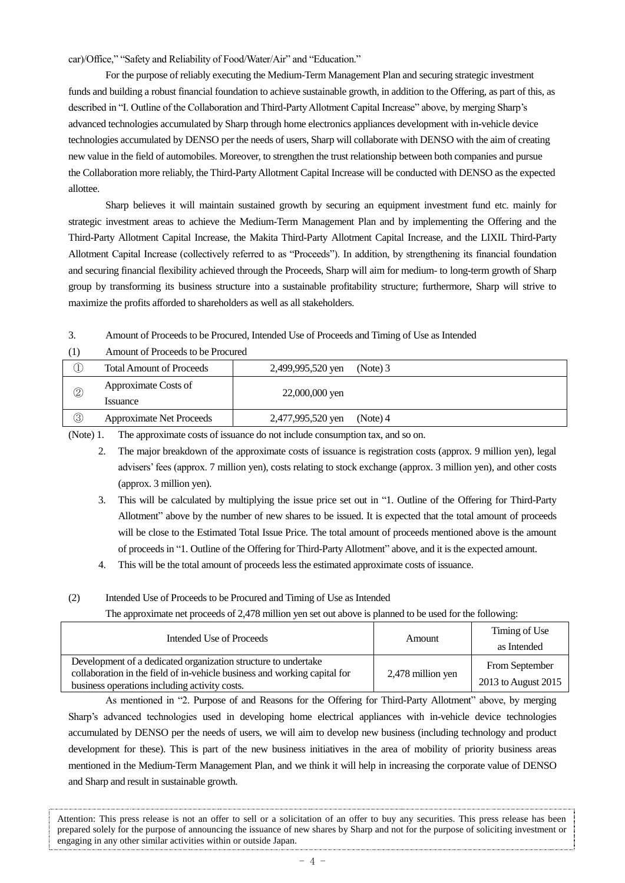car)/Office," "Safety and Reliability of Food/Water/Air" and "Education."

For the purpose of reliably executing the Medium-Term Management Plan and securing strategic investment funds and building a robust financial foundation to achieve sustainable growth, in addition to the Offering, as part of this, as described in "I. Outline of the Collaboration and Third-Party Allotment Capital Increase" above, by merging Sharp's advanced technologies accumulated by Sharp through home electronics appliances development with in-vehicle device technologies accumulated by DENSO per the needs of users, Sharp will collaborate with DENSO with the aim of creating new value in the field of automobiles. Moreover, to strengthen the trust relationship between both companies and pursue the Collaboration more reliably, the Third-Party Allotment Capital Increase will be conducted with DENSO as the expected allottee.

Sharp believes it will maintain sustained growth by securing an equipment investment fund etc. mainly for strategic investment areas to achieve the Medium-Term Management Plan and by implementing the Offering and the Third-Party Allotment Capital Increase, the Makita Third-Party Allotment Capital Increase, and the LIXIL Third-Party Allotment Capital Increase (collectively referred to as "Proceeds"). In addition, by strengthening its financial foundation and securing financial flexibility achieved through the Proceeds, Sharp will aim for medium- to long-term growth of Sharp group by transforming its business structure into a sustainable profitability structure; furthermore, Sharp will strive to maximize the profits afforded to shareholders as well as all stakeholders.

3. Amount of Proceeds to be Procured, Intended Use of Proceeds and Timing of Use as Intended

(1) Amount of Proceeds to be Procured

| | | |
|---|---|---|
| ① | Total Amount of Proceeds | 2,499,995,520 yen (Note) 3 |
| ② | Approximate Costs of Issuance | 22,000,000 yen |
| ③ | Approximate Net Proceeds | 2,477,995,520 yen (Note) 4 |

(Note) 1. The approximate costs of issuance do not include consumption tax, and so on.

2. The major breakdown of the approximate costs of issuance is registration costs (approx. 9 million yen), legal advisers' fees (approx. 7 million yen), costs relating to stock exchange (approx. 3 million yen), and other costs (approx. 3 million yen).

3. This will be calculated by multiplying the issue price set out in "1. Outline of the Offering for Third-Party Allotment" above by the number of new shares to be issued. It is expected that the total amount of proceeds will be close to the Estimated Total Issue Price. The total amount of proceeds mentioned above is the amount of proceeds in "1. Outline of the Offering for Third-Party Allotment" above, and it is the expected amount.

4. This will be the total amount of proceeds less the estimated approximate costs of issuance.

(2) Intended Use of Proceeds to be Procured and Timing of Use as Intended

The approximate net proceeds of 2,478 million yen set out above is planned to be used for the following:

| Intended Use of Proceeds | Amount | Timing of Use as Intended |
|---|---|---|
| Development of a dedicated organization structure to undertake collaboration in the field of in-vehicle business and working capital for business operations including activity costs. | 2,478 million yen | From September 2013 to August 2015 |

As mentioned in "2. Purpose of and Reasons for the Offering for Third-Party Allotment" above, by merging Sharp's advanced technologies used in developing home electrical appliances with in-vehicle device technologies accumulated by DENSO per the needs of users, we will aim to develop new business (including technology and product development for these). This is part of the new business initiatives in the area of mobility of priority business areas mentioned in the Medium-Term Management Plan, and we think it will help in increasing the corporate value of DENSO and Sharp and result in sustainable growth.

Attention: This press release is not an offer to sell or a solicitation of an offer to buy any securities. This press release has been prepared solely for the purpose of announcing the issuance of new shares by Sharp and not for the purpose of soliciting investment or engaging in any other similar activities within or outside Japan.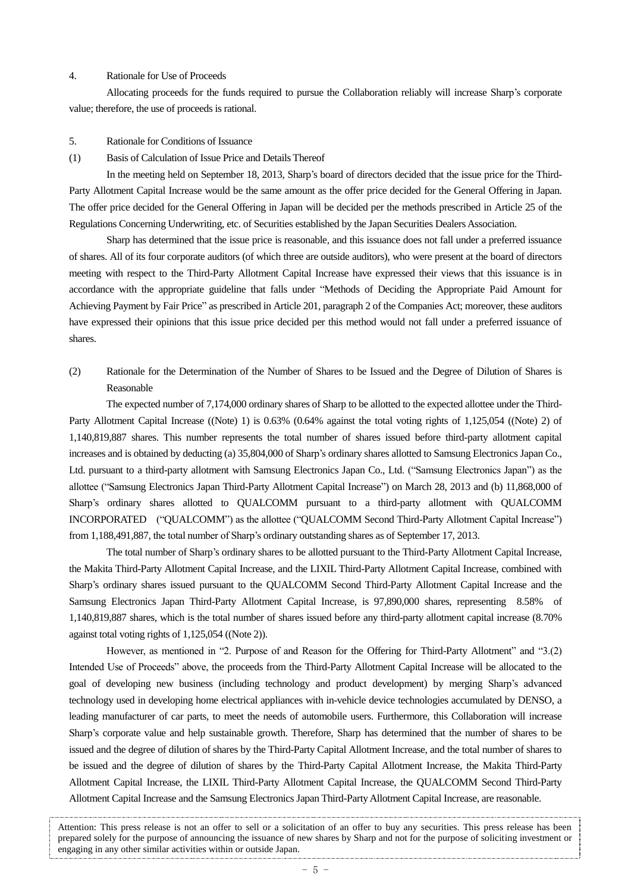4. Rationale for Use of Proceeds

Allocating proceeds for the funds required to pursue the Collaboration reliably will increase Sharp's corporate value; therefore, the use of proceeds is rational.

5. Rationale for Conditions of Issuance

(1) Basis of Calculation of Issue Price and Details Thereof

In the meeting held on September 18, 2013, Sharp's board of directors decided that the issue price for the Third-Party Allotment Capital Increase would be the same amount as the offer price decided for the General Offering in Japan. The offer price decided for the General Offering in Japan will be decided per the methods prescribed in Article 25 of the Regulations Concerning Underwriting, etc. of Securities established by the Japan Securities Dealers Association.

Sharp has determined that the issue price is reasonable, and this issuance does not fall under a preferred issuance of shares. All of its four corporate auditors (of which three are outside auditors), who were present at the board of directors meeting with respect to the Third-Party Allotment Capital Increase have expressed their views that this issuance is in accordance with the appropriate guideline that falls under "Methods of Deciding the Appropriate Paid Amount for Achieving Payment by Fair Price" as prescribed in Article 201, paragraph 2 of the Companies Act; moreover, these auditors have expressed their opinions that this issue price decided per this method would not fall under a preferred issuance of shares.

(2) Rationale for the Determination of the Number of Shares to be Issued and the Degree of Dilution of Shares is Reasonable

The expected number of 7,174,000 ordinary shares of Sharp to be allotted to the expected allottee under the Third-Party Allotment Capital Increase ((Note) 1) is 0.63% (0.64% against the total voting rights of 1,125,054 ((Note) 2) of 1,140,819,887 shares. This number represents the total number of shares issued before third-party allotment capital increases and is obtained by deducting (a) 35,804,000 of Sharp's ordinary shares allotted to Samsung Electronics Japan Co., Ltd. pursuant to a third-party allotment with Samsung Electronics Japan Co., Ltd. ("Samsung Electronics Japan") as the allottee ("Samsung Electronics Japan Third-Party Allotment Capital Increase") on March 28, 2013 and (b) 11,868,000 of Sharp's ordinary shares allotted to QUALCOMM pursuant to a third-party allotment with QUALCOMM INCORPORATED ("QUALCOMM") as the allottee ("QUALCOMM Second Third-Party Allotment Capital Increase") from 1,188,491,887, the total number of Sharp's ordinary outstanding shares as of September 17, 2013.

The total number of Sharp's ordinary shares to be allotted pursuant to the Third-Party Allotment Capital Increase, the Makita Third-Party Allotment Capital Increase, and the LIXIL Third-Party Allotment Capital Increase, combined with Sharp's ordinary shares issued pursuant to the QUALCOMM Second Third-Party Allotment Capital Increase and the Samsung Electronics Japan Third-Party Allotment Capital Increase, is 97,890,000 shares, representing 8.58% of 1,140,819,887 shares, which is the total number of shares issued before any third-party allotment capital increase (8.70% against total voting rights of 1,125,054 ((Note 2)).

However, as mentioned in "2. Purpose of and Reason for the Offering for Third-Party Allotment" and "3.(2) Intended Use of Proceeds" above, the proceeds from the Third-Party Allotment Capital Increase will be allocated to the goal of developing new business (including technology and product development) by merging Sharp's advanced technology used in developing home electrical appliances with in-vehicle device technologies accumulated by DENSO, a leading manufacturer of car parts, to meet the needs of automobile users. Furthermore, this Collaboration will increase Sharp's corporate value and help sustainable growth. Therefore, Sharp has determined that the number of shares to be issued and the degree of dilution of shares by the Third-Party Capital Allotment Increase, and the total number of shares to be issued and the degree of dilution of shares by the Third-Party Capital Allotment Increase, the Makita Third-Party Allotment Capital Increase, the LIXIL Third-Party Allotment Capital Increase, the QUALCOMM Second Third-Party Allotment Capital Increase and the Samsung Electronics Japan Third-Party Allotment Capital Increase, are reasonable.

Attention: This press release is not an offer to sell or a solicitation of an offer to buy any securities. This press release has been prepared solely for the purpose of announcing the issuance of new shares by Sharp and not for the purpose of soliciting investment or engaging in any other similar activities within or outside Japan.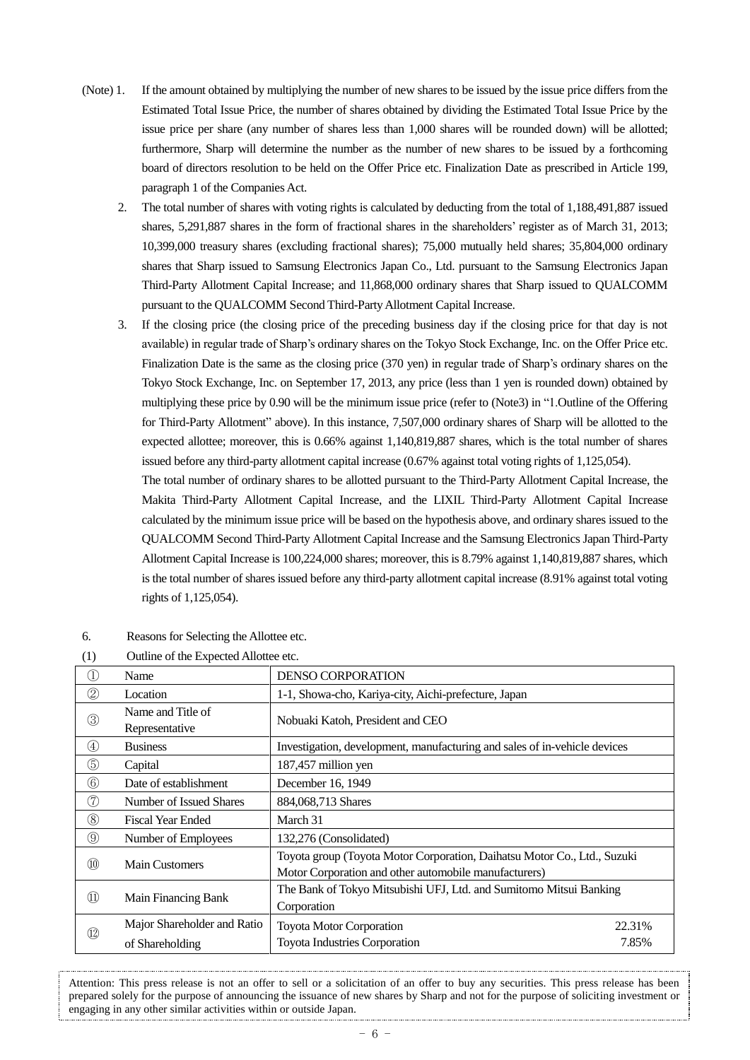(Note) 1. If the amount obtained by multiplying the number of new shares to be issued by the issue price differs from the Estimated Total Issue Price, the number of shares obtained by dividing the Estimated Total Issue Price by the issue price per share (any number of shares less than 1,000 shares will be rounded down) will be allotted; furthermore, Sharp will determine the number as the number of new shares to be issued by a forthcoming board of directors resolution to be held on the Offer Price etc. Finalization Date as prescribed in Article 199, paragraph 1 of the Companies Act.

2. The total number of shares with voting rights is calculated by deducting from the total of 1,188,491,887 issued shares, 5,291,887 shares in the form of fractional shares in the shareholders' register as of March 31, 2013; 10,399,000 treasury shares (excluding fractional shares); 75,000 mutually held shares; 35,804,000 ordinary shares that Sharp issued to Samsung Electronics Japan Co., Ltd. pursuant to the Samsung Electronics Japan Third-Party Allotment Capital Increase; and 11,868,000 ordinary shares that Sharp issued to QUALCOMM pursuant to the QUALCOMM Second Third-Party Allotment Capital Increase.

3. If the closing price (the closing price of the preceding business day if the closing price for that day is not available) in regular trade of Sharp's ordinary shares on the Tokyo Stock Exchange, Inc. on the Offer Price etc. Finalization Date is the same as the closing price (370 yen) in regular trade of Sharp's ordinary shares on the Tokyo Stock Exchange, Inc. on September 17, 2013, any price (less than 1 yen is rounded down) obtained by multiplying these price by 0.90 will be the minimum issue price (refer to (Note3) in "1.Outline of the Offering for Third-Party Allotment" above). In this instance, 7,507,000 ordinary shares of Sharp will be allotted to the expected allottee; moreover, this is 0.66% against 1,140,819,887 shares, which is the total number of shares issued before any third-party allotment capital increase (0.67% against total voting rights of 1,125,054).

The total number of ordinary shares to be allotted pursuant to the Third-Party Allotment Capital Increase, the Makita Third-Party Allotment Capital Increase, and the LIXIL Third-Party Allotment Capital Increase calculated by the minimum issue price will be based on the hypothesis above, and ordinary shares issued to the QUALCOMM Second Third-Party Allotment Capital Increase and the Samsung Electronics Japan Third-Party Allotment Capital Increase is 100,224,000 shares; moreover, this is 8.79% against 1,140,819,887 shares, which is the total number of shares issued before any third-party allotment capital increase (8.91% against total voting rights of 1,125,054).

6. Reasons for Selecting the Allottee etc.

(1) Outline of the Expected Allottee etc.

| | | |
|---|---|---|
| ① | Name | DENSO CORPORATION |
| ② | Location | 1-1, Showa-cho, Kariya-city, Aichi-prefecture, Japan |
| ③ | Name and Title of Representative | Nobuaki Katoh, President and CEO |
| ④ | Business | Investigation, development, manufacturing and sales of in-vehicle devices |
| ⑤ | Capital | 187,457 million yen |
| ⑥ | Date of establishment | December 16, 1949 |
| ⑦ | Number of Issued Shares | 884,068,713 Shares |
| ⑧ | Fiscal Year Ended | March 31 |
| ⑨ | Number of Employees | 132,276 (Consolidated) |
| ⑩ | Main Customers | Toyota group (Toyota Motor Corporation, Daihatsu Motor Co., Ltd., Suzuki Motor Corporation and other automobile manufacturers) |
| ⑪ | Main Financing Bank | The Bank of Tokyo Mitsubishi UFJ, Ltd. and Sumitomo Mitsui Banking Corporation |
| ⑫ | Major Shareholder and Ratio of Shareholding | Toyota Motor Corporation 22.31%<br>Toyota Industries Corporation 7.85% |

Attention: This press release is not an offer to sell or a solicitation of an offer to buy any securities. This press release has been prepared solely for the purpose of announcing the issuance of new shares by Sharp and not for the purpose of soliciting investment or engaging in any other similar activities within or outside Japan.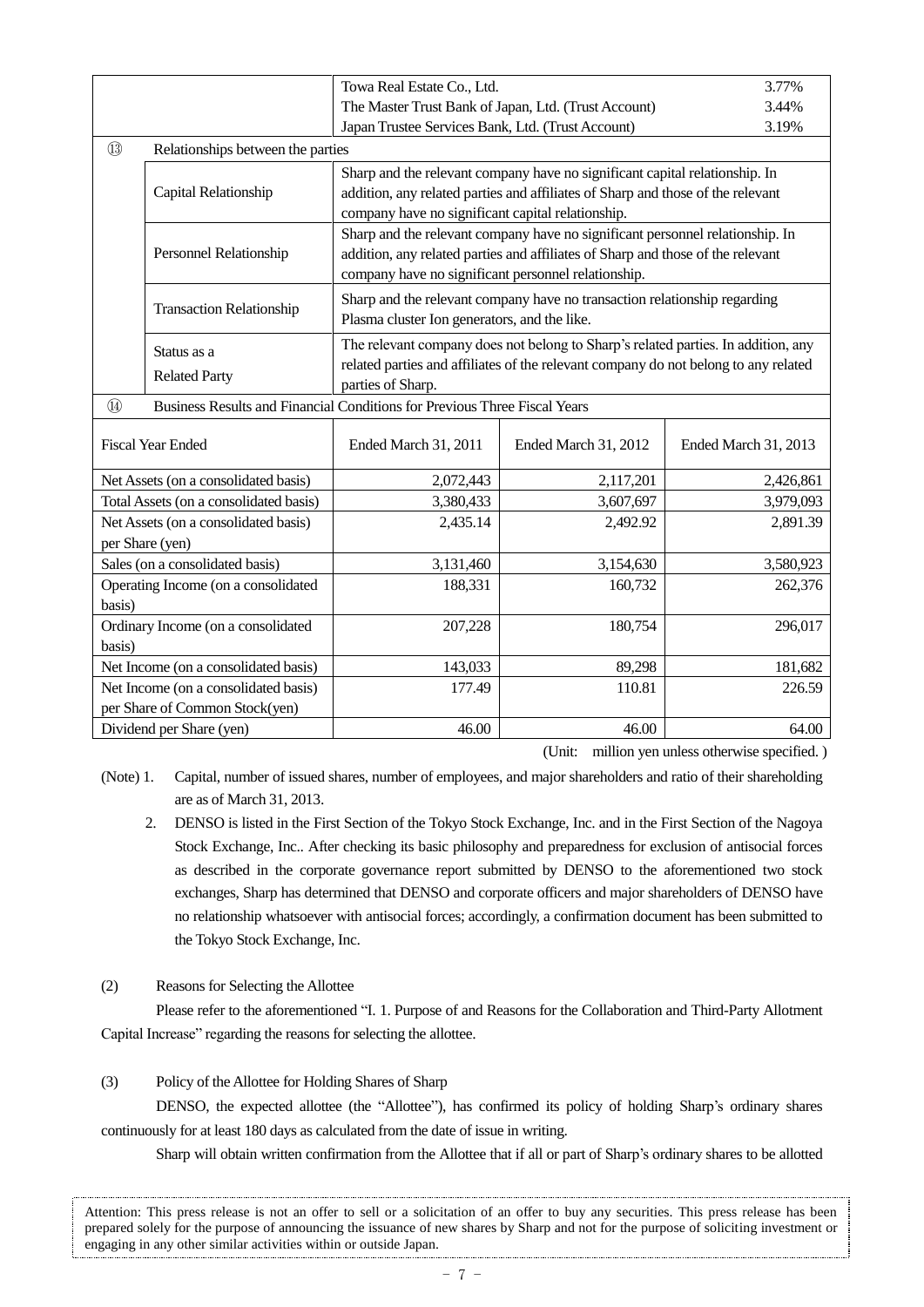| | | | | |
|---|---|---|---|---|
| | | Towa Real Estate Co., Ltd. 3.77%<br>The Master Trust Bank of Japan, Ltd. (Trust Account) 3.44%<br>Japan Trustee Services Bank, Ltd. (Trust Account) 3.19% | | |
| ⑬ | Relationships between the parties | | | |
| | Capital Relationship | Sharp and the relevant company have no significant capital relationship. In addition, any related parties and affiliates of Sharp and those of the relevant company have no significant capital relationship. | | |
| | Personnel Relationship | Sharp and the relevant company have no significant personnel relationship. In addition, any related parties and affiliates of Sharp and those of the relevant company have no significant personnel relationship. | | |
| | Transaction Relationship | Sharp and the relevant company have no transaction relationship regarding Plasma cluster Ion generators, and the like. | | |
| | Status as a Related Party | The relevant company does not belong to Sharp's related parties. In addition, any related parties and affiliates of the relevant company do not belong to any related parties of Sharp. | | |
| ⑭ | Business Results and Financial Conditions for Previous Three Fiscal Years | | | |

| Fiscal Year Ended | Ended March 31, 2011 | Ended March 31, 2012 | Ended March 31, 2013 |
|---|---|---|---|
| Net Assets (on a consolidated basis) | 2,072,443 | 2,117,201 | 2,426,861 |
| Total Assets (on a consolidated basis) | 3,380,433 | 3,607,697 | 3,979,093 |
| Net Assets (on a consolidated basis) per Share (yen) | 2,435.14 | 2,492.92 | 2,891.39 |
| Sales (on a consolidated basis) | 3,131,460 | 3,154,630 | 3,580,923 |
| Operating Income (on a consolidated basis) | 188,331 | 160,732 | 262,376 |
| Ordinary Income (on a consolidated basis) | 207,228 | 180,754 | 296,017 |
| Net Income (on a consolidated basis) | 143,033 | 89,298 | 181,682 |
| Net Income (on a consolidated basis) per Share of Common Stock(yen) | 177.49 | 110.81 | 226.59 |
| Dividend per Share (yen) | 46.00 | 46.00 | 64.00 |

(Unit: million yen unless otherwise specified. )

(Note) 1. Capital, number of issued shares, number of employees, and major shareholders and ratio of their shareholding are as of March 31, 2013.

2. DENSO is listed in the First Section of the Tokyo Stock Exchange, Inc. and in the First Section of the Nagoya Stock Exchange, Inc.. After checking its basic philosophy and preparedness for exclusion of antisocial forces as described in the corporate governance report submitted by DENSO to the aforementioned two stock exchanges, Sharp has determined that DENSO and corporate officers and major shareholders of DENSO have no relationship whatsoever with antisocial forces; accordingly, a confirmation document has been submitted to the Tokyo Stock Exchange, Inc.

(2) Reasons for Selecting the Allottee

Please refer to the aforementioned "I. 1. Purpose of and Reasons for the Collaboration and Third-Party Allotment Capital Increase" regarding the reasons for selecting the allottee.

(3) Policy of the Allottee for Holding Shares of Sharp

DENSO, the expected allottee (the "Allottee"), has confirmed its policy of holding Sharp's ordinary shares continuously for at least 180 days as calculated from the date of issue in writing.

Sharp will obtain written confirmation from the Allottee that if all or part of Sharp's ordinary shares to be allotted

Attention: This press release is not an offer to sell or a solicitation of an offer to buy any securities. This press release has been prepared solely for the purpose of announcing the issuance of new shares by Sharp and not for the purpose of soliciting investment or engaging in any other similar activities within or outside Japan.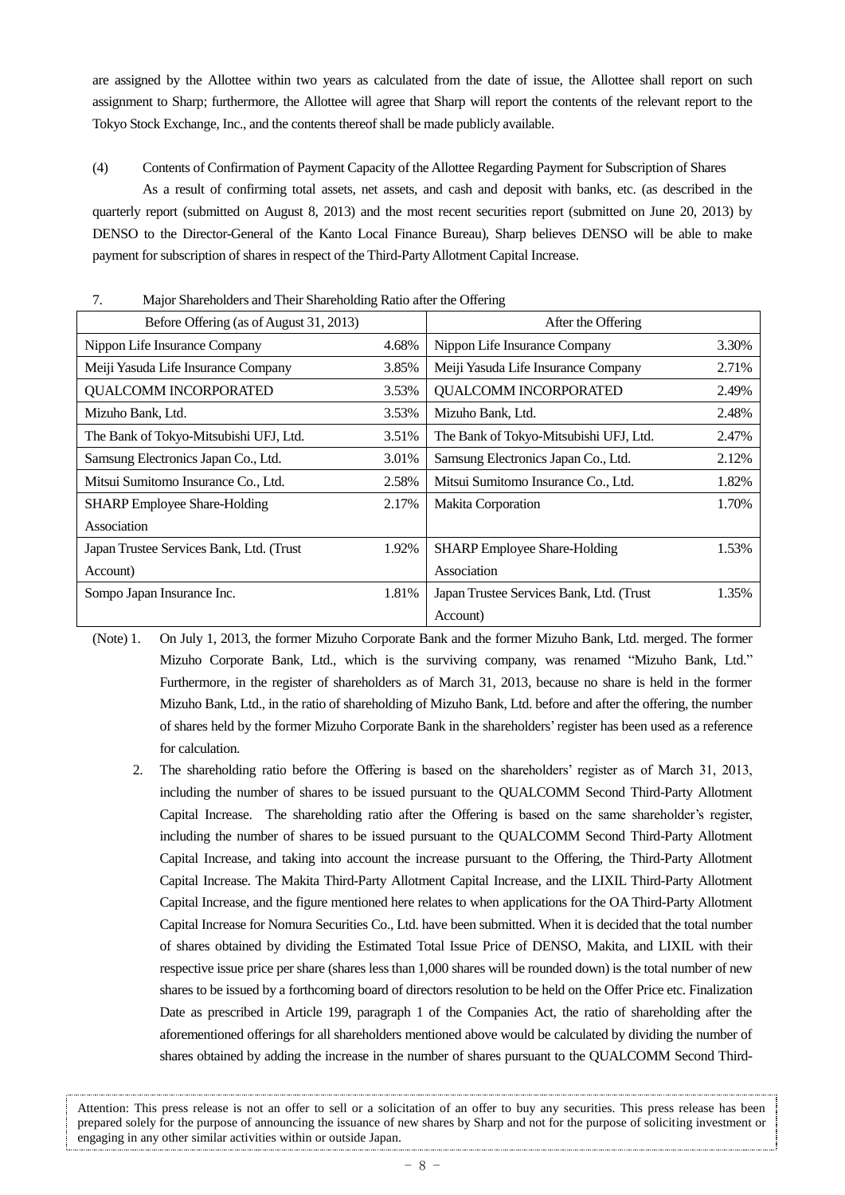are assigned by the Allottee within two years as calculated from the date of issue, the Allottee shall report on such assignment to Sharp; furthermore, the Allottee will agree that Sharp will report the contents of the relevant report to the Tokyo Stock Exchange, Inc., and the contents thereof shall be made publicly available.

(4) Contents of Confirmation of Payment Capacity of the Allottee Regarding Payment for Subscription of Shares

As a result of confirming total assets, net assets, and cash and deposit with banks, etc. (as described in the quarterly report (submitted on August 8, 2013) and the most recent securities report (submitted on June 20, 2013) by DENSO to the Director-General of the Kanto Local Finance Bureau), Sharp believes DENSO will be able to make payment for subscription of shares in respect of the Third-Party Allotment Capital Increase.

7. Major Shareholders and Their Shareholding Ratio after the Offering

| Before Offering (as of August 31, 2013) | | After the Offering | |
|---|---|---|---|
| Nippon Life Insurance Company | 4.68% | Nippon Life Insurance Company | 3.30% |
| Meiji Yasuda Life Insurance Company | 3.85% | Meiji Yasuda Life Insurance Company | 2.71% |
| QUALCOMM INCORPORATED | 3.53% | QUALCOMM INCORPORATED | 2.49% |
| Mizuho Bank, Ltd. | 3.53% | Mizuho Bank, Ltd. | 2.48% |
| The Bank of Tokyo-Mitsubishi UFJ, Ltd. | 3.51% | The Bank of Tokyo-Mitsubishi UFJ, Ltd. | 2.47% |
| Samsung Electronics Japan Co., Ltd. | 3.01% | Samsung Electronics Japan Co., Ltd. | 2.12% |
| Mitsui Sumitomo Insurance Co., Ltd. | 2.58% | Mitsui Sumitomo Insurance Co., Ltd. | 1.82% |
| SHARP Employee Share-Holding Association | 2.17% | Makita Corporation | 1.70% |
| Japan Trustee Services Bank, Ltd. (Trust Account) | 1.92% | SHARP Employee Share-Holding Association | 1.53% |
| Sompo Japan Insurance Inc. | 1.81% | Japan Trustee Services Bank, Ltd. (Trust Account) | 1.35% |

(Note) 1. On July 1, 2013, the former Mizuho Corporate Bank and the former Mizuho Bank, Ltd. merged. The former Mizuho Corporate Bank, Ltd., which is the surviving company, was renamed "Mizuho Bank, Ltd." Furthermore, in the register of shareholders as of March 31, 2013, because no share is held in the former Mizuho Bank, Ltd., in the ratio of shareholding of Mizuho Bank, Ltd. before and after the offering, the number of shares held by the former Mizuho Corporate Bank in the shareholders' register has been used as a reference for calculation.

2. The shareholding ratio before the Offering is based on the shareholders' register as of March 31, 2013, including the number of shares to be issued pursuant to the QUALCOMM Second Third-Party Allotment Capital Increase. The shareholding ratio after the Offering is based on the same shareholder's register, including the number of shares to be issued pursuant to the QUALCOMM Second Third-Party Allotment Capital Increase, and taking into account the increase pursuant to the Offering, the Third-Party Allotment Capital Increase. The Makita Third-Party Allotment Capital Increase, and the LIXIL Third-Party Allotment Capital Increase, and the figure mentioned here relates to when applications for the OA Third-Party Allotment Capital Increase for Nomura Securities Co., Ltd. have been submitted. When it is decided that the total number of shares obtained by dividing the Estimated Total Issue Price of DENSO, Makita, and LIXIL with their respective issue price per share (shares less than 1,000 shares will be rounded down) is the total number of new shares to be issued by a forthcoming board of directors resolution to be held on the Offer Price etc. Finalization Date as prescribed in Article 199, paragraph 1 of the Companies Act, the ratio of shareholding after the aforementioned offerings for all shareholders mentioned above would be calculated by dividing the number of shares obtained by adding the increase in the number of shares pursuant to the QUALCOMM Second Third-

Attention: This press release is not an offer to sell or a solicitation of an offer to buy any securities. This press release has been prepared solely for the purpose of announcing the issuance of new shares by Sharp and not for the purpose of soliciting investment or engaging in any other similar activities within or outside Japan.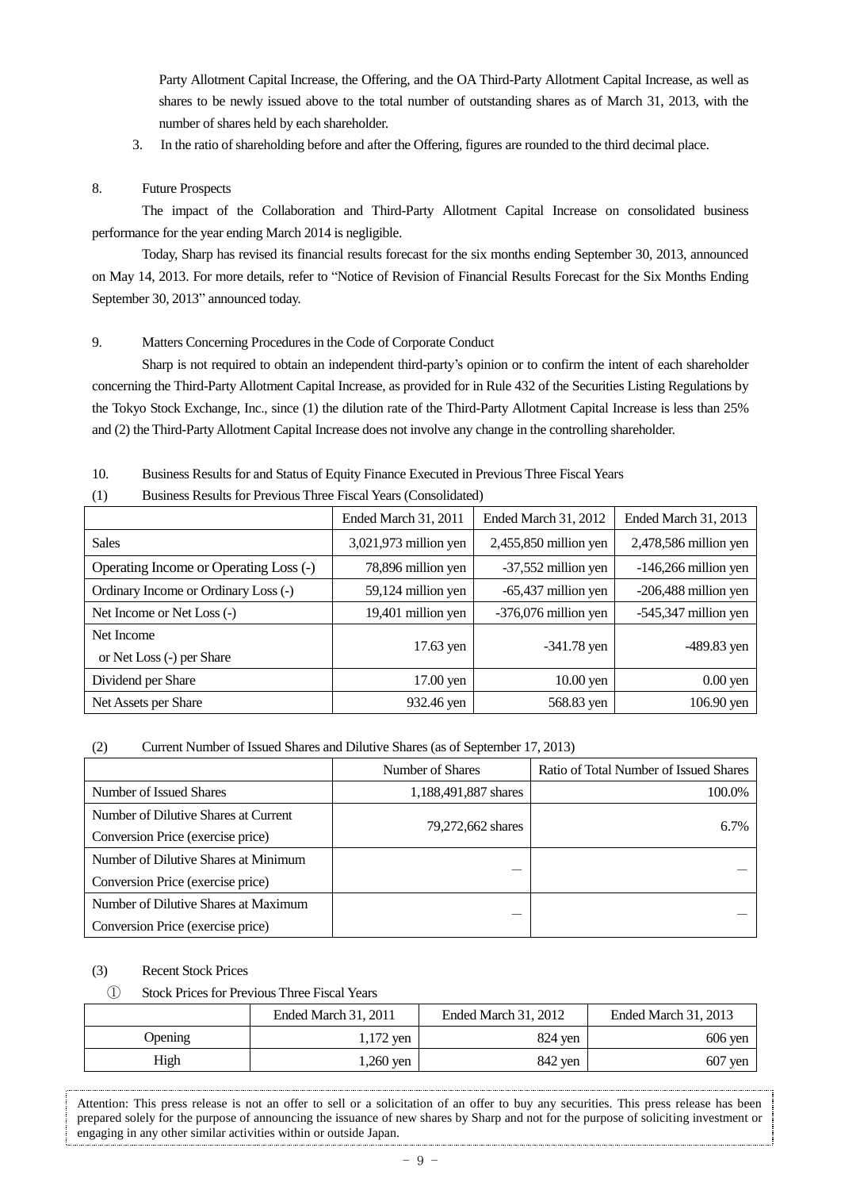Party Allotment Capital Increase, the Offering, and the OA Third-Party Allotment Capital Increase, as well as shares to be newly issued above to the total number of outstanding shares as of March 31, 2013, with the number of shares held by each shareholder.

3. In the ratio of shareholding before and after the Offering, figures are rounded to the third decimal place.

8. Future Prospects

The impact of the Collaboration and Third-Party Allotment Capital Increase on consolidated business performance for the year ending March 2014 is negligible.

Today, Sharp has revised its financial results forecast for the six months ending September 30, 2013, announced on May 14, 2013. For more details, refer to "Notice of Revision of Financial Results Forecast for the Six Months Ending September 30, 2013" announced today.

9. Matters Concerning Procedures in the Code of Corporate Conduct

Sharp is not required to obtain an independent third-party's opinion or to confirm the intent of each shareholder concerning the Third-Party Allotment Capital Increase, as provided for in Rule 432 of the Securities Listing Regulations by the Tokyo Stock Exchange, Inc., since (1) the dilution rate of the Third-Party Allotment Capital Increase is less than 25% and (2) the Third-Party Allotment Capital Increase does not involve any change in the controlling shareholder.

10. Business Results for and Status of Equity Finance Executed in Previous Three Fiscal Years

(1) Business Results for Previous Three Fiscal Years (Consolidated)

| | Ended March 31, 2011 | Ended March 31, 2012 | Ended March 31, 2013 |
|---|---|---|---|
| Sales | 3,021,973 million yen | 2,455,850 million yen | 2,478,586 million yen |
| Operating Income or Operating Loss (-) | 78,896 million yen | -37,552 million yen | -146,266 million yen |
| Ordinary Income or Ordinary Loss (-) | 59,124 million yen | -65,437 million yen | -206,488 million yen |
| Net Income or Net Loss (-) | 19,401 million yen | -376,076 million yen | -545,347 million yen |
| Net Income or Net Loss (-) per Share | 17.63 yen | -341.78 yen | -489.83 yen |
| Dividend per Share | 17.00 yen | 10.00 yen | 0.00 yen |
| Net Assets per Share | 932.46 yen | 568.83 yen | 106.90 yen |

(2) Current Number of Issued Shares and Dilutive Shares (as of September 17, 2013)

| | Number of Shares | Ratio of Total Number of Issued Shares |
|---|---|---|
| Number of Issued Shares | 1,188,491,887 shares | 100.0% |
| Number of Dilutive Shares at Current Conversion Price (exercise price) | 79,272,662 shares | 6.7% |
| Number of Dilutive Shares at Minimum Conversion Price (exercise price) | — | — |
| Number of Dilutive Shares at Maximum Conversion Price (exercise price) | — | — |

(3) Recent Stock Prices

① Stock Prices for Previous Three Fiscal Years

| | Ended March 31, 2011 | Ended March 31, 2012 | Ended March 31, 2013 |
|---|---|---|---|
| Opening | 1,172 yen | 824 yen | 606 yen |
| High | 1,260 yen | 842 yen | 607 yen |

Attention: This press release is not an offer to sell or a solicitation of an offer to buy any securities. This press release has been prepared solely for the purpose of announcing the issuance of new shares by Sharp and not for the purpose of soliciting investment or engaging in any other similar activities within or outside Japan.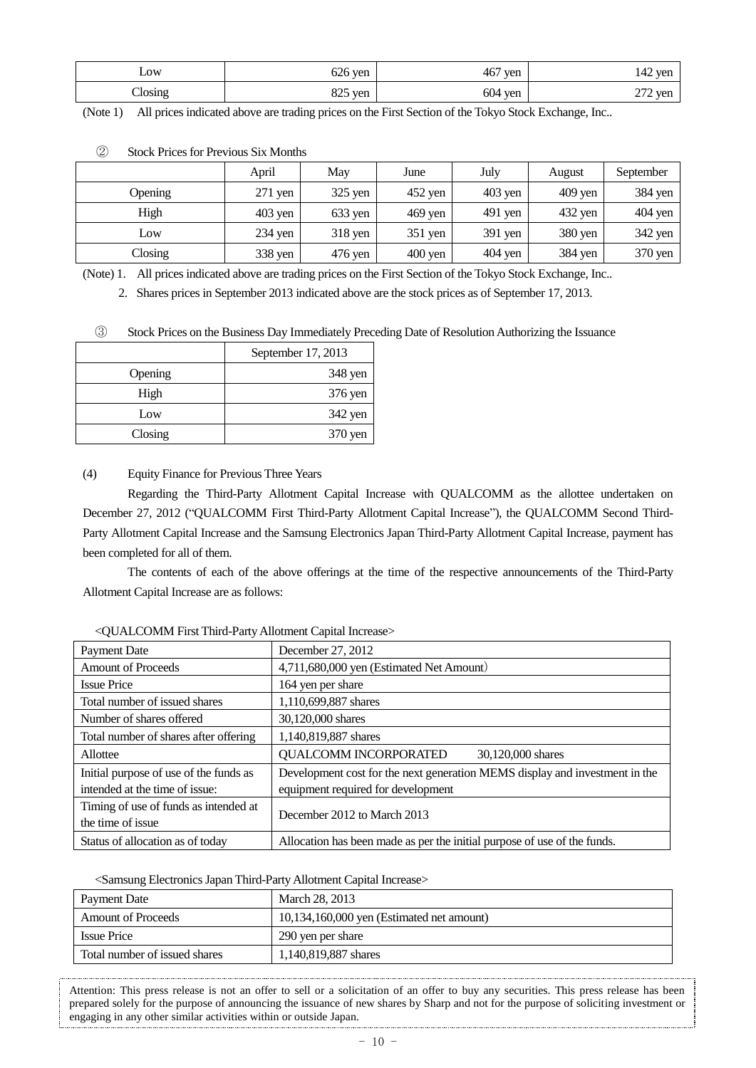| | | | |
|---|---|---|---|
| Low | 626 yen | 467 yen | 142 yen |
| Closing | 825 yen | 604 yen | 272 yen |

(Note 1) All prices indicated above are trading prices on the First Section of the Tokyo Stock Exchange, Inc..

② Stock Prices for Previous Six Months

| | April | May | June | July | August | September |
|---|---|---|---|---|---|---|
| Opening | 271 yen | 325 yen | 452 yen | 403 yen | 409 yen | 384 yen |
| High | 403 yen | 633 yen | 469 yen | 491 yen | 432 yen | 404 yen |
| Low | 234 yen | 318 yen | 351 yen | 391 yen | 380 yen | 342 yen |
| Closing | 338 yen | 476 yen | 400 yen | 404 yen | 384 yen | 370 yen |

(Note) 1. All prices indicated above are trading prices on the First Section of the Tokyo Stock Exchange, Inc..

2. Shares prices in September 2013 indicated above are the stock prices as of September 17, 2013.

③ Stock Prices on the Business Day Immediately Preceding Date of Resolution Authorizing the Issuance

| | September 17, 2013 |
|---|---|
| Opening | 348 yen |
| High | 376 yen |
| Low | 342 yen |
| Closing | 370 yen |

(4) Equity Finance for Previous Three Years

Regarding the Third-Party Allotment Capital Increase with QUALCOMM as the allottee undertaken on December 27, 2012 ("QUALCOMM First Third-Party Allotment Capital Increase"), the QUALCOMM Second Third-Party Allotment Capital Increase and the Samsung Electronics Japan Third-Party Allotment Capital Increase, payment has been completed for all of them.

The contents of each of the above offerings at the time of the respective announcements of the Third-Party Allotment Capital Increase are as follows:

<QUALCOMM First Third-Party Allotment Capital Increase>

| | |
|---|---|
| Payment Date | December 27, 2012 |
| Amount of Proceeds | 4,711,680,000 yen (Estimated Net Amount) |
| Issue Price | 164 yen per share |
| Total number of issued shares | 1,110,699,887 shares |
| Number of shares offered | 30,120,000 shares |
| Total number of shares after offering | 1,140,819,887 shares |
| Allottee | QUALCOMM INCORPORATED 30,120,000 shares |
| Initial purpose of use of the funds as intended at the time of issue: | Development cost for the next generation MEMS display and investment in the equipment required for development |
| Timing of use of funds as intended at the time of issue | December 2012 to March 2013 |
| Status of allocation as of today | Allocation has been made as per the initial purpose of use of the funds. |

<Samsung Electronics Japan Third-Party Allotment Capital Increase>

| | |
|---|---|
| Payment Date | March 28, 2013 |
| Amount of Proceeds | 10,134,160,000 yen (Estimated net amount) |
| Issue Price | 290 yen per share |
| Total number of issued shares | 1,140,819,887 shares |

Attention: This press release is not an offer to sell or a solicitation of an offer to buy any securities. This press release has been prepared solely for the purpose of announcing the issuance of new shares by Sharp and not for the purpose of soliciting investment or engaging in any other similar activities within or outside Japan.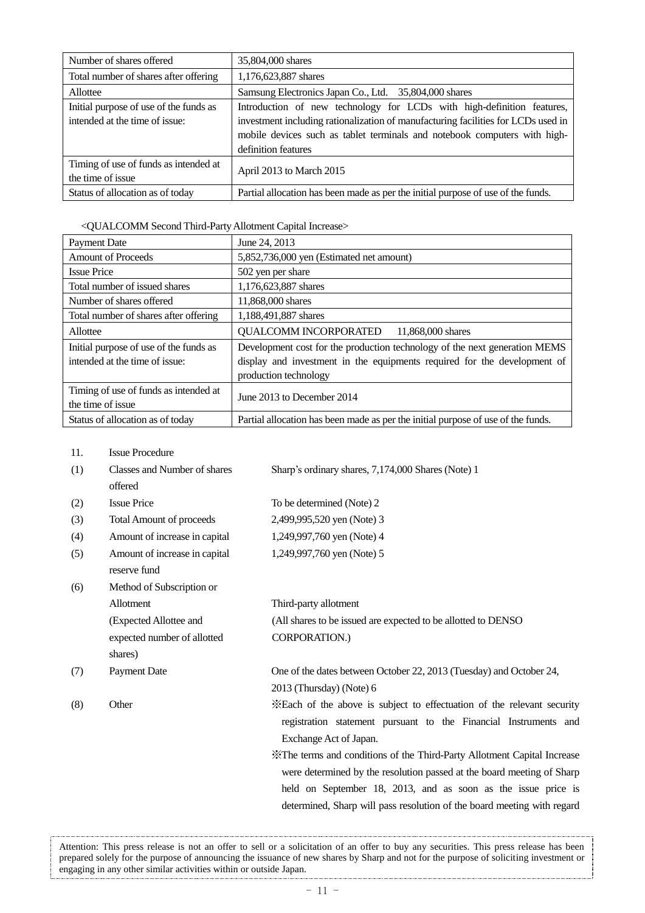| | |
|---|---|
| Number of shares offered | 35,804,000 shares |
| Total number of shares after offering | 1,176,623,887 shares |
| Allottee | Samsung Electronics Japan Co., Ltd. 35,804,000 shares |
| Initial purpose of use of the funds as intended at the time of issue: | Introduction of new technology for LCDs with high-definition features, investment including rationalization of manufacturing facilities for LCDs used in mobile devices such as tablet terminals and notebook computers with high-definition features |
| Timing of use of funds as intended at the time of issue | April 2013 to March 2015 |
| Status of allocation as of today | Partial allocation has been made as per the initial purpose of use of the funds. |

<QUALCOMM Second Third-Party Allotment Capital Increase>

| | |
|---|---|
| Payment Date | June 24, 2013 |
| Amount of Proceeds | 5,852,736,000 yen (Estimated net amount) |
| Issue Price | 502 yen per share |
| Total number of issued shares | 1,176,623,887 shares |
| Number of shares offered | 11,868,000 shares |
| Total number of shares after offering | 1,188,491,887 shares |
| Allottee | QUALCOMM INCORPORATED 11,868,000 shares |
| Initial purpose of use of the funds as intended at the time of issue: | Development cost for the production technology of the next generation MEMS display and investment in the equipments required for the development of production technology |
| Timing of use of funds as intended at the time of issue | June 2013 to December 2014 |
| Status of allocation as of today | Partial allocation has been made as per the initial purpose of use of the funds. |

11. Issue Procedure

(1) Classes and Number of shares offered — Sharp's ordinary shares, 7,174,000 Shares (Note) 1

(2) Issue Price — To be determined (Note) 2

(3) Total Amount of proceeds — 2,499,995,520 yen (Note) 3

(4) Amount of increase in capital — 1,249,997,760 yen (Note) 4

(5) Amount of increase in capital reserve fund — 1,249,997,760 yen (Note) 5

(6) Method of Subscription or Allotment (Expected Allottee and expected number of allotted shares) — Third-party allotment (All shares to be issued are expected to be allotted to DENSO CORPORATION.)

(7) Payment Date — One of the dates between October 22, 2013 (Tuesday) and October 24, 2013 (Thursday) (Note) 6

(8) Other —
※Each of the above is subject to effectuation of the relevant security registration statement pursuant to the Financial Instruments and Exchange Act of Japan.
※The terms and conditions of the Third-Party Allotment Capital Increase were determined by the resolution passed at the board meeting of Sharp held on September 18, 2013, and as soon as the issue price is determined, Sharp will pass resolution of the board meeting with regard

Attention: This press release is not an offer to sell or a solicitation of an offer to buy any securities. This press release has been prepared solely for the purpose of announcing the issuance of new shares by Sharp and not for the purpose of soliciting investment or engaging in any other similar activities within or outside Japan.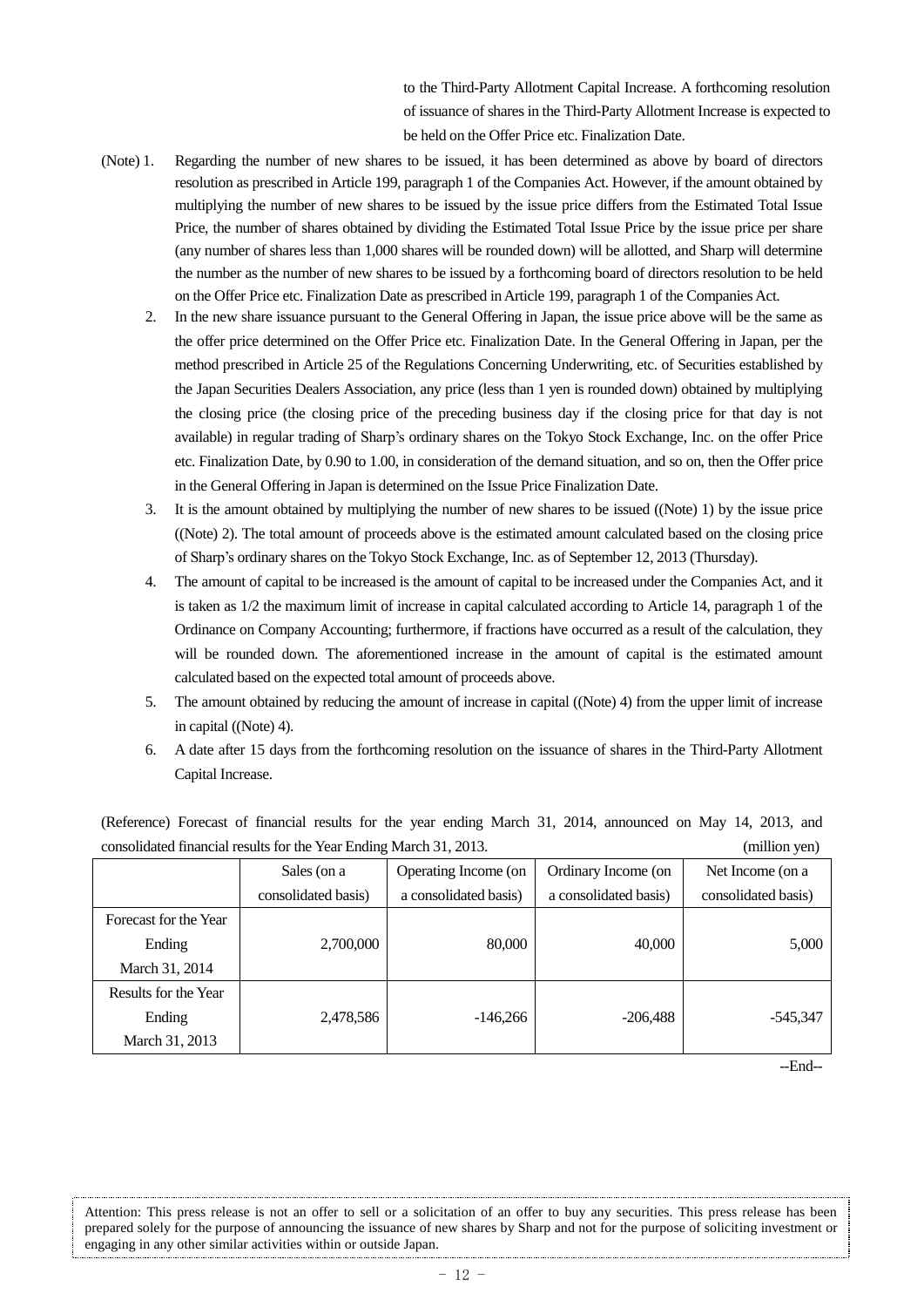to the Third-Party Allotment Capital Increase. A forthcoming resolution of issuance of shares in the Third-Party Allotment Increase is expected to be held on the Offer Price etc. Finalization Date.

(Note) 1. Regarding the number of new shares to be issued, it has been determined as above by board of directors resolution as prescribed in Article 199, paragraph 1 of the Companies Act. However, if the amount obtained by multiplying the number of new shares to be issued by the issue price differs from the Estimated Total Issue Price, the number of shares obtained by dividing the Estimated Total Issue Price by the issue price per share (any number of shares less than 1,000 shares will be rounded down) will be allotted, and Sharp will determine the number as the number of new shares to be issued by a forthcoming board of directors resolution to be held on the Offer Price etc. Finalization Date as prescribed in Article 199, paragraph 1 of the Companies Act.

2. In the new share issuance pursuant to the General Offering in Japan, the issue price above will be the same as the offer price determined on the Offer Price etc. Finalization Date. In the General Offering in Japan, per the method prescribed in Article 25 of the Regulations Concerning Underwriting, etc. of Securities established by the Japan Securities Dealers Association, any price (less than 1 yen is rounded down) obtained by multiplying the closing price (the closing price of the preceding business day if the closing price for that day is not available) in regular trading of Sharp's ordinary shares on the Tokyo Stock Exchange, Inc. on the offer Price etc. Finalization Date, by 0.90 to 1.00, in consideration of the demand situation, and so on, then the Offer price in the General Offering in Japan is determined on the Issue Price Finalization Date.

3. It is the amount obtained by multiplying the number of new shares to be issued ((Note) 1) by the issue price ((Note) 2). The total amount of proceeds above is the estimated amount calculated based on the closing price of Sharp's ordinary shares on the Tokyo Stock Exchange, Inc. as of September 12, 2013 (Thursday).

4. The amount of capital to be increased is the amount of capital to be increased under the Companies Act, and it is taken as 1/2 the maximum limit of increase in capital calculated according to Article 14, paragraph 1 of the Ordinance on Company Accounting; furthermore, if fractions have occurred as a result of the calculation, they will be rounded down. The aforementioned increase in the amount of capital is the estimated amount calculated based on the expected total amount of proceeds above.

5. The amount obtained by reducing the amount of increase in capital ((Note) 4) from the upper limit of increase in capital ((Note) 4).

6. A date after 15 days from the forthcoming resolution on the issuance of shares in the Third-Party Allotment Capital Increase.

(Reference) Forecast of financial results for the year ending March 31, 2014, announced on May 14, 2013, and consolidated financial results for the Year Ending March 31, 2013. (million yen)

| | Sales (on a consolidated basis) | Operating Income (on a consolidated basis) | Ordinary Income (on a consolidated basis) | Net Income (on a consolidated basis) |
|---|---|---|---|---|
| Forecast for the Year Ending March 31, 2014 | 2,700,000 | 80,000 | 40,000 | 5,000 |
| Results for the Year Ending March 31, 2013 | 2,478,586 | -146,266 | -206,488 | -545,347 |

--End--

Attention: This press release is not an offer to sell or a solicitation of an offer to buy any securities. This press release has been prepared solely for the purpose of announcing the issuance of new shares by Sharp and not for the purpose of soliciting investment or engaging in any other similar activities within or outside Japan.